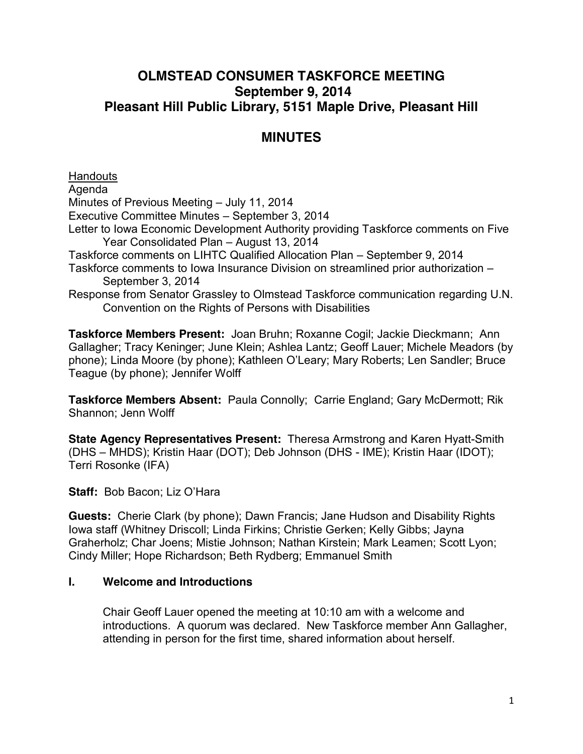# OLMSTEAD CONSUMER TASKFORCE MEETING
# September 9, 2014
# Pleasant Hill Public Library, 5151 Maple Drive, Pleasant Hill

## MINUTES

<u>Handouts</u>
Agenda
Minutes of Previous Meeting – July 11, 2014
Executive Committee Minutes – September 3, 2014
Letter to Iowa Economic Development Authority providing Taskforce comments on Five Year Consolidated Plan – August 13, 2014
Taskforce comments on LIHTC Qualified Allocation Plan – September 9, 2014
Taskforce comments to Iowa Insurance Division on streamlined prior authorization – September 3, 2014
Response from Senator Grassley to Olmstead Taskforce communication regarding U.N. Convention on the Rights of Persons with Disabilities

**Taskforce Members Present:** Joan Bruhn; Roxanne Cogil; Jackie Dieckmann; Ann Gallagher; Tracy Keninger; June Klein; Ashlea Lantz; Geoff Lauer; Michele Meadors (by phone); Linda Moore (by phone); Kathleen O'Leary; Mary Roberts; Len Sandler; Bruce Teague (by phone); Jennifer Wolff

**Taskforce Members Absent:** Paula Connolly; Carrie England; Gary McDermott; Rik Shannon; Jenn Wolff

**State Agency Representatives Present:** Theresa Armstrong and Karen Hyatt-Smith (DHS – MHDS); Kristin Haar (DOT); Deb Johnson (DHS - IME); Kristin Haar (IDOT); Terri Rosonke (IFA)

**Staff:** Bob Bacon; Liz O'Hara

**Guests:** Cherie Clark (by phone); Dawn Francis; Jane Hudson and Disability Rights Iowa staff (Whitney Driscoll; Linda Firkins; Christie Gerken; Kelly Gibbs; Jayna Graherholz; Char Joens; Mistie Johnson; Nathan Kirstein; Mark Leamen; Scott Lyon; Cindy Miller; Hope Richardson; Beth Rydberg; Emmanuel Smith

### I. Welcome and Introductions

Chair Geoff Lauer opened the meeting at 10:10 am with a welcome and introductions. A quorum was declared. New Taskforce member Ann Gallagher, attending in person for the first time, shared information about herself.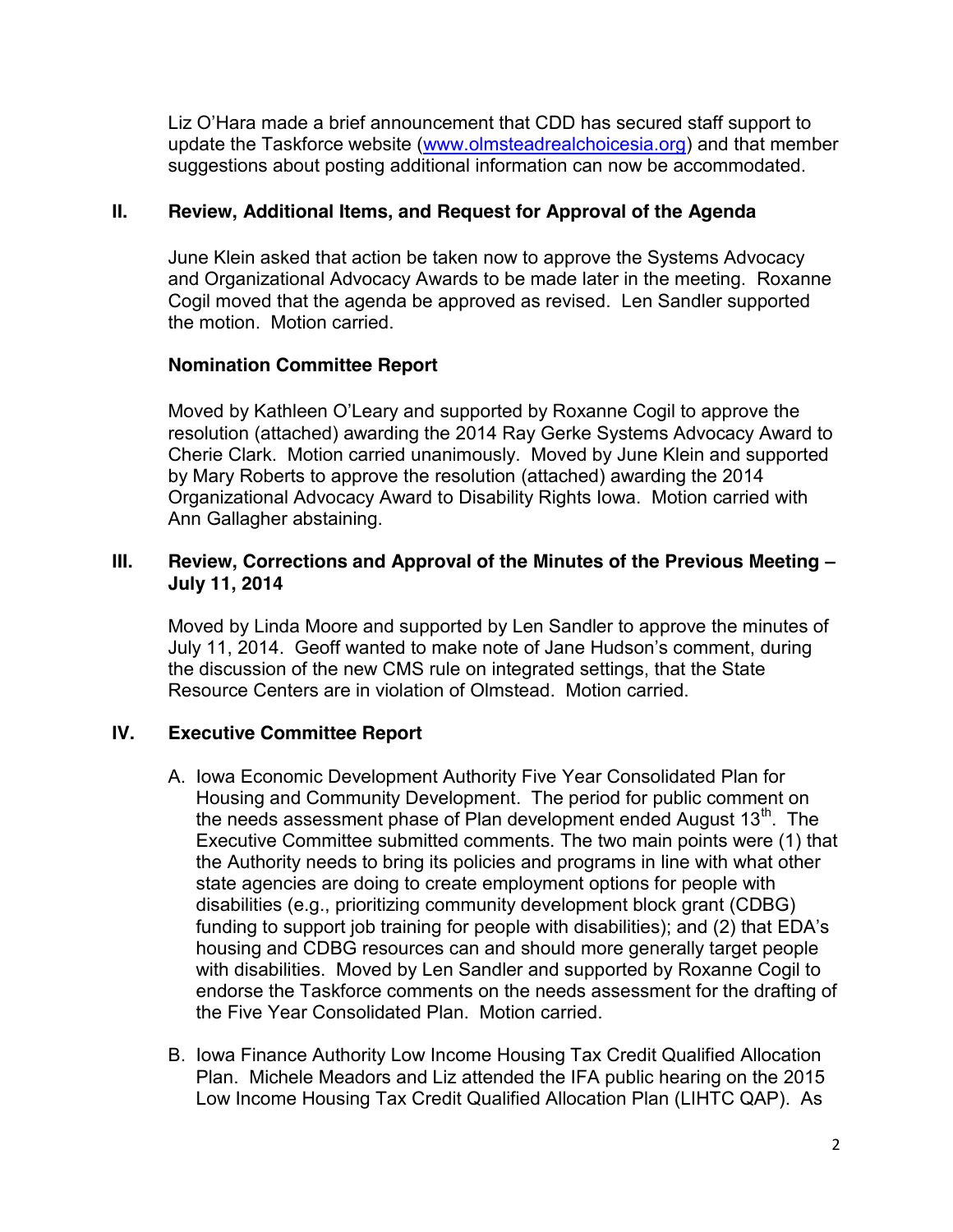Liz O'Hara made a brief announcement that CDD has secured staff support to update the Taskforce website (www.olmsteadrealchoicesia.org) and that member suggestions about posting additional information can now be accommodated.

## II. Review, Additional Items, and Request for Approval of the Agenda

June Klein asked that action be taken now to approve the Systems Advocacy and Organizational Advocacy Awards to be made later in the meeting. Roxanne Cogil moved that the agenda be approved as revised. Len Sandler supported the motion. Motion carried.

### Nomination Committee Report

Moved by Kathleen O'Leary and supported by Roxanne Cogil to approve the resolution (attached) awarding the 2014 Ray Gerke Systems Advocacy Award to Cherie Clark. Motion carried unanimously. Moved by June Klein and supported by Mary Roberts to approve the resolution (attached) awarding the 2014 Organizational Advocacy Award to Disability Rights Iowa. Motion carried with Ann Gallagher abstaining.

## III. Review, Corrections and Approval of the Minutes of the Previous Meeting – July 11, 2014

Moved by Linda Moore and supported by Len Sandler to approve the minutes of July 11, 2014. Geoff wanted to make note of Jane Hudson's comment, during the discussion of the new CMS rule on integrated settings, that the State Resource Centers are in violation of Olmstead. Motion carried.

## IV. Executive Committee Report

A. Iowa Economic Development Authority Five Year Consolidated Plan for Housing and Community Development. The period for public comment on the needs assessment phase of Plan development ended August 13th. The Executive Committee submitted comments. The two main points were (1) that the Authority needs to bring its policies and programs in line with what other state agencies are doing to create employment options for people with disabilities (e.g., prioritizing community development block grant (CDBG) funding to support job training for people with disabilities); and (2) that EDA's housing and CDBG resources can and should more generally target people with disabilities. Moved by Len Sandler and supported by Roxanne Cogil to endorse the Taskforce comments on the needs assessment for the drafting of the Five Year Consolidated Plan. Motion carried.

B. Iowa Finance Authority Low Income Housing Tax Credit Qualified Allocation Plan. Michele Meadors and Liz attended the IFA public hearing on the 2015 Low Income Housing Tax Credit Qualified Allocation Plan (LIHTC QAP). As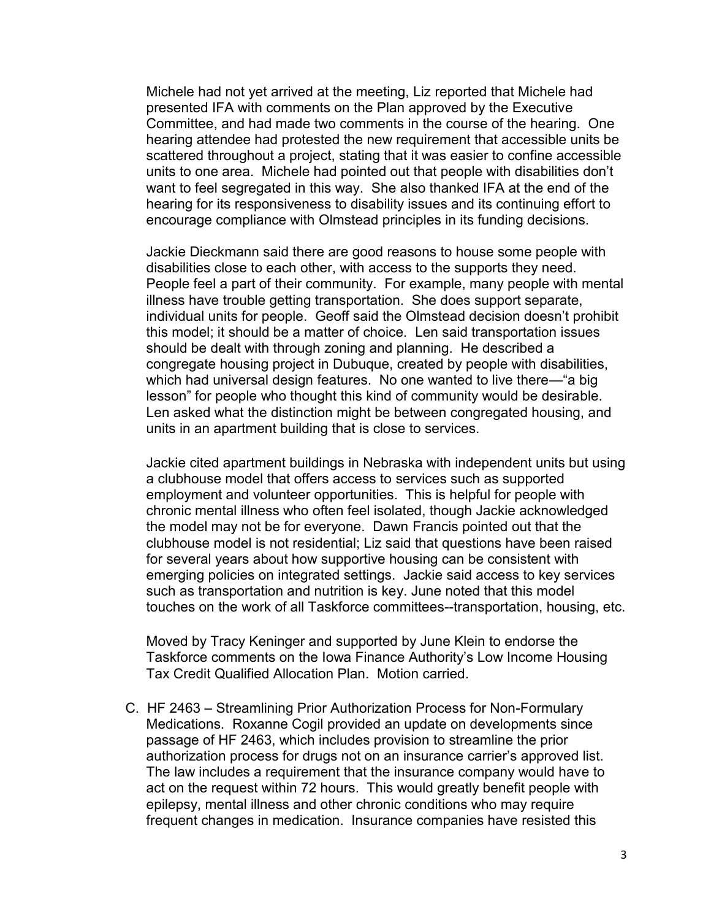Michele had not yet arrived at the meeting, Liz reported that Michele had presented IFA with comments on the Plan approved by the Executive Committee, and had made two comments in the course of the hearing. One hearing attendee had protested the new requirement that accessible units be scattered throughout a project, stating that it was easier to confine accessible units to one area. Michele had pointed out that people with disabilities don't want to feel segregated in this way. She also thanked IFA at the end of the hearing for its responsiveness to disability issues and its continuing effort to encourage compliance with Olmstead principles in its funding decisions.

Jackie Dieckmann said there are good reasons to house some people with disabilities close to each other, with access to the supports they need. People feel a part of their community. For example, many people with mental illness have trouble getting transportation. She does support separate, individual units for people. Geoff said the Olmstead decision doesn't prohibit this model; it should be a matter of choice. Len said transportation issues should be dealt with through zoning and planning. He described a congregate housing project in Dubuque, created by people with disabilities, which had universal design features. No one wanted to live there—"a big lesson" for people who thought this kind of community would be desirable. Len asked what the distinction might be between congregated housing, and units in an apartment building that is close to services.

Jackie cited apartment buildings in Nebraska with independent units but using a clubhouse model that offers access to services such as supported employment and volunteer opportunities. This is helpful for people with chronic mental illness who often feel isolated, though Jackie acknowledged the model may not be for everyone. Dawn Francis pointed out that the clubhouse model is not residential; Liz said that questions have been raised for several years about how supportive housing can be consistent with emerging policies on integrated settings. Jackie said access to key services such as transportation and nutrition is key. June noted that this model touches on the work of all Taskforce committees--transportation, housing, etc.

Moved by Tracy Keninger and supported by June Klein to endorse the Taskforce comments on the Iowa Finance Authority's Low Income Housing Tax Credit Qualified Allocation Plan. Motion carried.

C. HF 2463 – Streamlining Prior Authorization Process for Non-Formulary Medications. Roxanne Cogil provided an update on developments since passage of HF 2463, which includes provision to streamline the prior authorization process for drugs not on an insurance carrier's approved list. The law includes a requirement that the insurance company would have to act on the request within 72 hours. This would greatly benefit people with epilepsy, mental illness and other chronic conditions who may require frequent changes in medication. Insurance companies have resisted this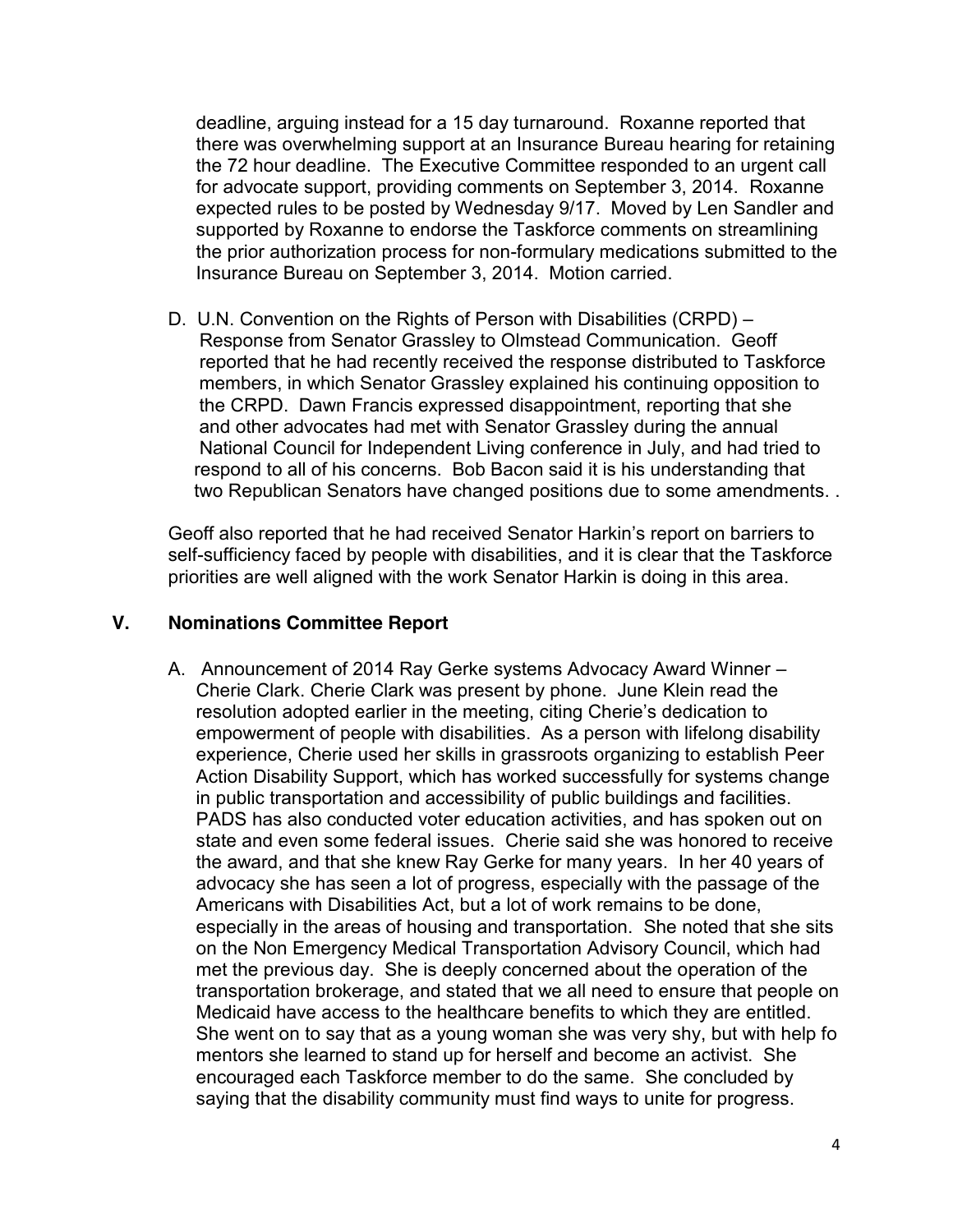deadline, arguing instead for a 15 day turnaround. Roxanne reported that there was overwhelming support at an Insurance Bureau hearing for retaining the 72 hour deadline. The Executive Committee responded to an urgent call for advocate support, providing comments on September 3, 2014. Roxanne expected rules to be posted by Wednesday 9/17. Moved by Len Sandler and supported by Roxanne to endorse the Taskforce comments on streamlining the prior authorization process for non-formulary medications submitted to the Insurance Bureau on September 3, 2014. Motion carried.

D. U.N. Convention on the Rights of Person with Disabilities (CRPD) – Response from Senator Grassley to Olmstead Communication. Geoff reported that he had recently received the response distributed to Taskforce members, in which Senator Grassley explained his continuing opposition to the CRPD. Dawn Francis expressed disappointment, reporting that she and other advocates had met with Senator Grassley during the annual National Council for Independent Living conference in July, and had tried to respond to all of his concerns. Bob Bacon said it is his understanding that two Republican Senators have changed positions due to some amendments. .

Geoff also reported that he had received Senator Harkin's report on barriers to self-sufficiency faced by people with disabilities, and it is clear that the Taskforce priorities are well aligned with the work Senator Harkin is doing in this area.

## V. Nominations Committee Report

A. Announcement of 2014 Ray Gerke systems Advocacy Award Winner – Cherie Clark. Cherie Clark was present by phone. June Klein read the resolution adopted earlier in the meeting, citing Cherie's dedication to empowerment of people with disabilities. As a person with lifelong disability experience, Cherie used her skills in grassroots organizing to establish Peer Action Disability Support, which has worked successfully for systems change in public transportation and accessibility of public buildings and facilities. PADS has also conducted voter education activities, and has spoken out on state and even some federal issues. Cherie said she was honored to receive the award, and that she knew Ray Gerke for many years. In her 40 years of advocacy she has seen a lot of progress, especially with the passage of the Americans with Disabilities Act, but a lot of work remains to be done, especially in the areas of housing and transportation. She noted that she sits on the Non Emergency Medical Transportation Advisory Council, which had met the previous day. She is deeply concerned about the operation of the transportation brokerage, and stated that we all need to ensure that people on Medicaid have access to the healthcare benefits to which they are entitled. She went on to say that as a young woman she was very shy, but with help fo mentors she learned to stand up for herself and become an activist. She encouraged each Taskforce member to do the same. She concluded by saying that the disability community must find ways to unite for progress.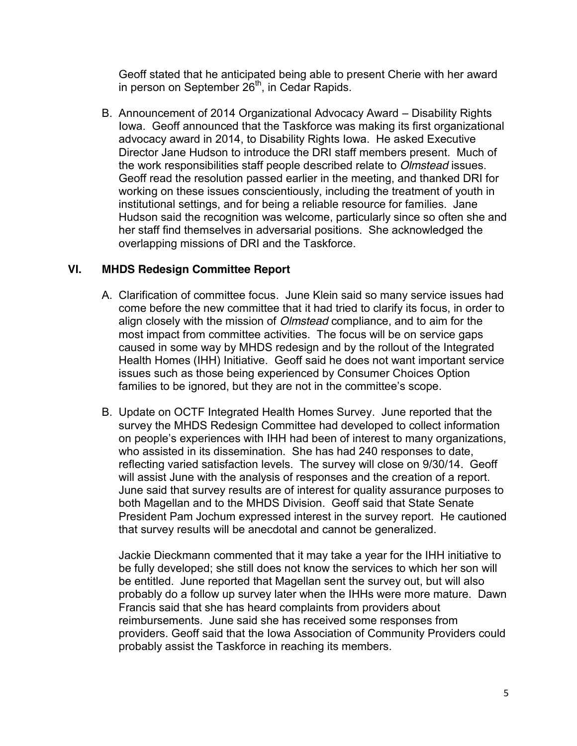Geoff stated that he anticipated being able to present Cherie with her award in person on September 26th, in Cedar Rapids.

B. Announcement of 2014 Organizational Advocacy Award – Disability Rights Iowa. Geoff announced that the Taskforce was making its first organizational advocacy award in 2014, to Disability Rights Iowa. He asked Executive Director Jane Hudson to introduce the DRI staff members present. Much of the work responsibilities staff people described relate to *Olmstead* issues. Geoff read the resolution passed earlier in the meeting, and thanked DRI for working on these issues conscientiously, including the treatment of youth in institutional settings, and for being a reliable resource for families. Jane Hudson said the recognition was welcome, particularly since so often she and her staff find themselves in adversarial positions. She acknowledged the overlapping missions of DRI and the Taskforce.

## VI. MHDS Redesign Committee Report

A. Clarification of committee focus. June Klein said so many service issues had come before the new committee that it had tried to clarify its focus, in order to align closely with the mission of *Olmstead* compliance, and to aim for the most impact from committee activities. The focus will be on service gaps caused in some way by MHDS redesign and by the rollout of the Integrated Health Homes (IHH) Initiative. Geoff said he does not want important service issues such as those being experienced by Consumer Choices Option families to be ignored, but they are not in the committee's scope.

B. Update on OCTF Integrated Health Homes Survey. June reported that the survey the MHDS Redesign Committee had developed to collect information on people's experiences with IHH had been of interest to many organizations, who assisted in its dissemination. She has had 240 responses to date, reflecting varied satisfaction levels. The survey will close on 9/30/14. Geoff will assist June with the analysis of responses and the creation of a report. June said that survey results are of interest for quality assurance purposes to both Magellan and to the MHDS Division. Geoff said that State Senate President Pam Jochum expressed interest in the survey report. He cautioned that survey results will be anecdotal and cannot be generalized.

Jackie Dieckmann commented that it may take a year for the IHH initiative to be fully developed; she still does not know the services to which her son will be entitled. June reported that Magellan sent the survey out, but will also probably do a follow up survey later when the IHHs were more mature. Dawn Francis said that she has heard complaints from providers about reimbursements. June said she has received some responses from providers. Geoff said that the Iowa Association of Community Providers could probably assist the Taskforce in reaching its members.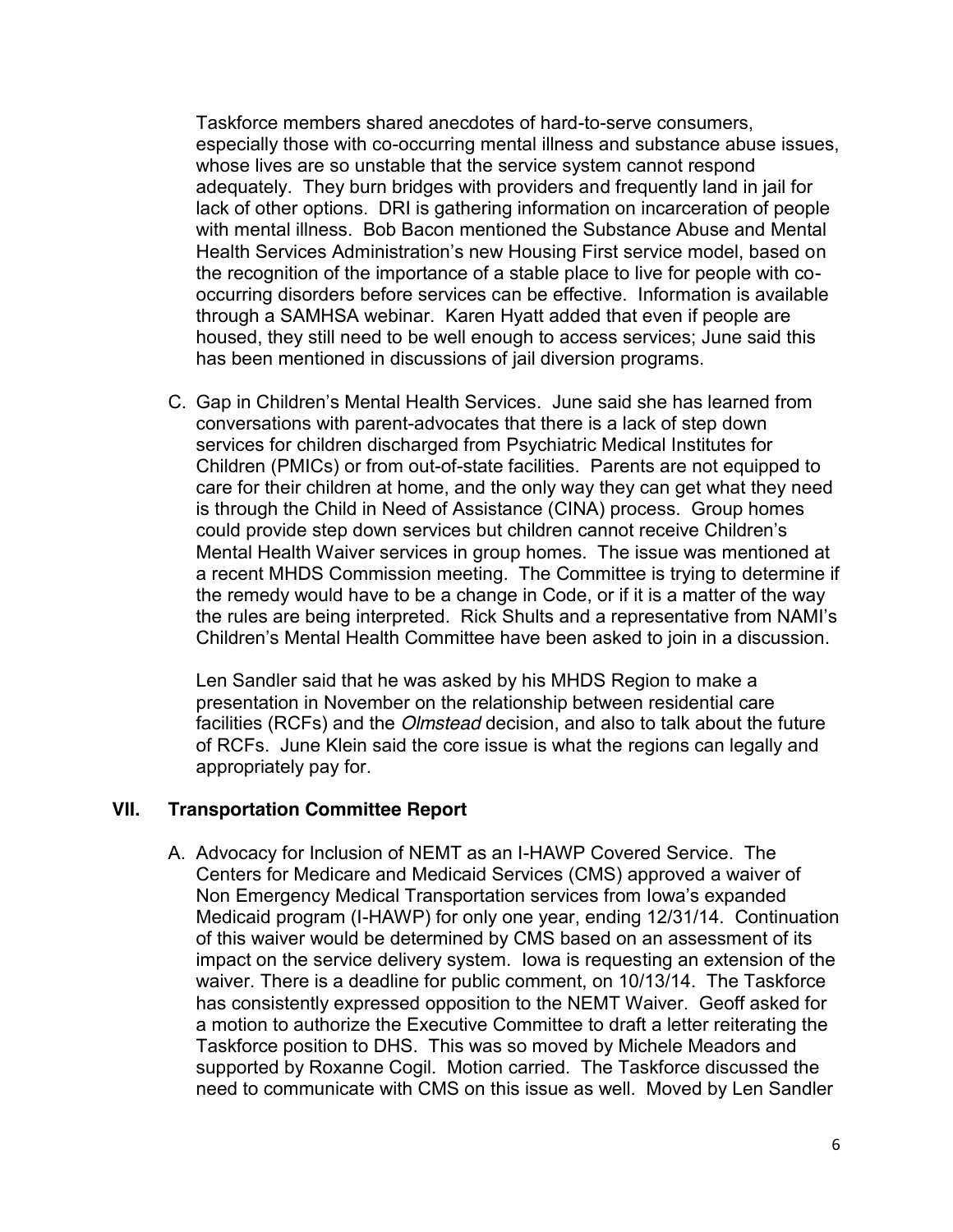Taskforce members shared anecdotes of hard-to-serve consumers, especially those with co-occurring mental illness and substance abuse issues, whose lives are so unstable that the service system cannot respond adequately. They burn bridges with providers and frequently land in jail for lack of other options. DRI is gathering information on incarceration of people with mental illness. Bob Bacon mentioned the Substance Abuse and Mental Health Services Administration's new Housing First service model, based on the recognition of the importance of a stable place to live for people with co-occurring disorders before services can be effective. Information is available through a SAMHSA webinar. Karen Hyatt added that even if people are housed, they still need to be well enough to access services; June said this has been mentioned in discussions of jail diversion programs.

C. Gap in Children's Mental Health Services. June said she has learned from conversations with parent-advocates that there is a lack of step down services for children discharged from Psychiatric Medical Institutes for Children (PMICs) or from out-of-state facilities. Parents are not equipped to care for their children at home, and the only way they can get what they need is through the Child in Need of Assistance (CINA) process. Group homes could provide step down services but children cannot receive Children's Mental Health Waiver services in group homes. The issue was mentioned at a recent MHDS Commission meeting. The Committee is trying to determine if the remedy would have to be a change in Code, or if it is a matter of the way the rules are being interpreted. Rick Shults and a representative from NAMI's Children's Mental Health Committee have been asked to join in a discussion.

   Len Sandler said that he was asked by his MHDS Region to make a presentation in November on the relationship between residential care facilities (RCFs) and the *Olmstead* decision, and also to talk about the future of RCFs. June Klein said the core issue is what the regions can legally and appropriately pay for.

## VII. Transportation Committee Report

A. Advocacy for Inclusion of NEMT as an I-HAWP Covered Service. The Centers for Medicare and Medicaid Services (CMS) approved a waiver of Non Emergency Medical Transportation services from Iowa's expanded Medicaid program (I-HAWP) for only one year, ending 12/31/14. Continuation of this waiver would be determined by CMS based on an assessment of its impact on the service delivery system. Iowa is requesting an extension of the waiver. There is a deadline for public comment, on 10/13/14. The Taskforce has consistently expressed opposition to the NEMT Waiver. Geoff asked for a motion to authorize the Executive Committee to draft a letter reiterating the Taskforce position to DHS. This was so moved by Michele Meadors and supported by Roxanne Cogil. Motion carried. The Taskforce discussed the need to communicate with CMS on this issue as well. Moved by Len Sandler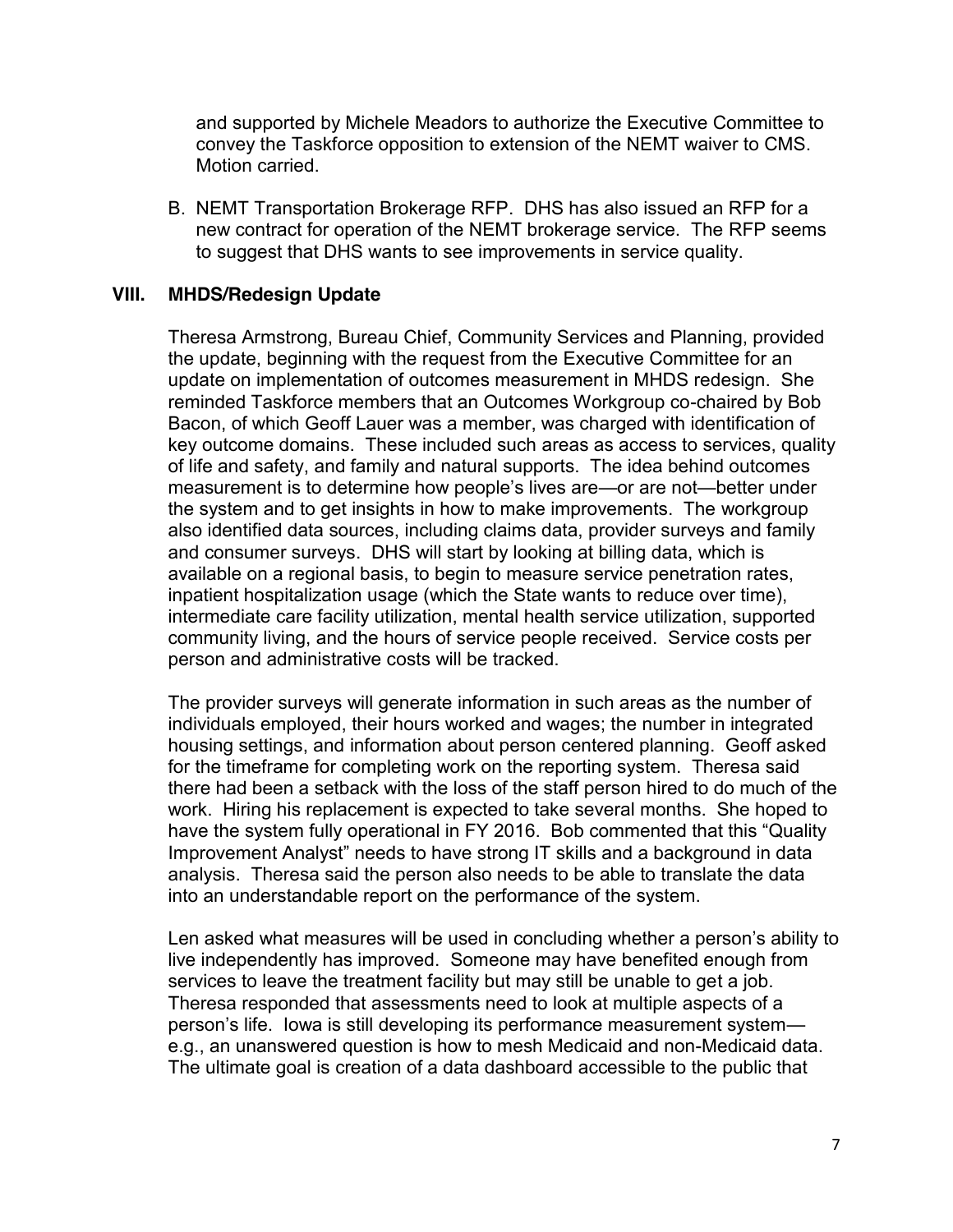and supported by Michele Meadors to authorize the Executive Committee to convey the Taskforce opposition to extension of the NEMT waiver to CMS. Motion carried.

B. NEMT Transportation Brokerage RFP. DHS has also issued an RFP for a new contract for operation of the NEMT brokerage service. The RFP seems to suggest that DHS wants to see improvements in service quality.

## VIII. MHDS/Redesign Update

Theresa Armstrong, Bureau Chief, Community Services and Planning, provided the update, beginning with the request from the Executive Committee for an update on implementation of outcomes measurement in MHDS redesign. She reminded Taskforce members that an Outcomes Workgroup co-chaired by Bob Bacon, of which Geoff Lauer was a member, was charged with identification of key outcome domains. These included such areas as access to services, quality of life and safety, and family and natural supports. The idea behind outcomes measurement is to determine how people's lives are—or are not—better under the system and to get insights in how to make improvements. The workgroup also identified data sources, including claims data, provider surveys and family and consumer surveys. DHS will start by looking at billing data, which is available on a regional basis, to begin to measure service penetration rates, inpatient hospitalization usage (which the State wants to reduce over time), intermediate care facility utilization, mental health service utilization, supported community living, and the hours of service people received. Service costs per person and administrative costs will be tracked.

The provider surveys will generate information in such areas as the number of individuals employed, their hours worked and wages; the number in integrated housing settings, and information about person centered planning. Geoff asked for the timeframe for completing work on the reporting system. Theresa said there had been a setback with the loss of the staff person hired to do much of the work. Hiring his replacement is expected to take several months. She hoped to have the system fully operational in FY 2016. Bob commented that this "Quality Improvement Analyst" needs to have strong IT skills and a background in data analysis. Theresa said the person also needs to be able to translate the data into an understandable report on the performance of the system.

Len asked what measures will be used in concluding whether a person's ability to live independently has improved. Someone may have benefited enough from services to leave the treatment facility but may still be unable to get a job. Theresa responded that assessments need to look at multiple aspects of a person's life. Iowa is still developing its performance measurement system—e.g., an unanswered question is how to mesh Medicaid and non-Medicaid data. The ultimate goal is creation of a data dashboard accessible to the public that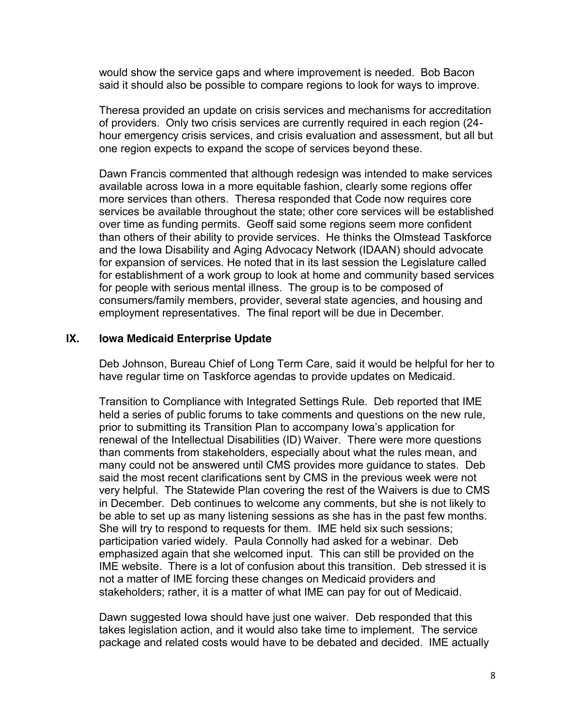would show the service gaps and where improvement is needed. Bob Bacon said it should also be possible to compare regions to look for ways to improve.

Theresa provided an update on crisis services and mechanisms for accreditation of providers. Only two crisis services are currently required in each region (24-hour emergency crisis services, and crisis evaluation and assessment, but all but one region expects to expand the scope of services beyond these.

Dawn Francis commented that although redesign was intended to make services available across Iowa in a more equitable fashion, clearly some regions offer more services than others. Theresa responded that Code now requires core services be available throughout the state; other core services will be established over time as funding permits. Geoff said some regions seem more confident than others of their ability to provide services. He thinks the Olmstead Taskforce and the Iowa Disability and Aging Advocacy Network (IDAAN) should advocate for expansion of services. He noted that in its last session the Legislature called for establishment of a work group to look at home and community based services for people with serious mental illness. The group is to be composed of consumers/family members, provider, several state agencies, and housing and employment representatives. The final report will be due in December.

## IX. Iowa Medicaid Enterprise Update

Deb Johnson, Bureau Chief of Long Term Care, said it would be helpful for her to have regular time on Taskforce agendas to provide updates on Medicaid.

Transition to Compliance with Integrated Settings Rule. Deb reported that IME held a series of public forums to take comments and questions on the new rule, prior to submitting its Transition Plan to accompany Iowa's application for renewal of the Intellectual Disabilities (ID) Waiver. There were more questions than comments from stakeholders, especially about what the rules mean, and many could not be answered until CMS provides more guidance to states. Deb said the most recent clarifications sent by CMS in the previous week were not very helpful. The Statewide Plan covering the rest of the Waivers is due to CMS in December. Deb continues to welcome any comments, but she is not likely to be able to set up as many listening sessions as she has in the past few months. She will try to respond to requests for them. IME held six such sessions; participation varied widely. Paula Connolly had asked for a webinar. Deb emphasized again that she welcomed input. This can still be provided on the IME website. There is a lot of confusion about this transition. Deb stressed it is not a matter of IME forcing these changes on Medicaid providers and stakeholders; rather, it is a matter of what IME can pay for out of Medicaid.

Dawn suggested Iowa should have just one waiver. Deb responded that this takes legislation action, and it would also take time to implement. The service package and related costs would have to be debated and decided. IME actually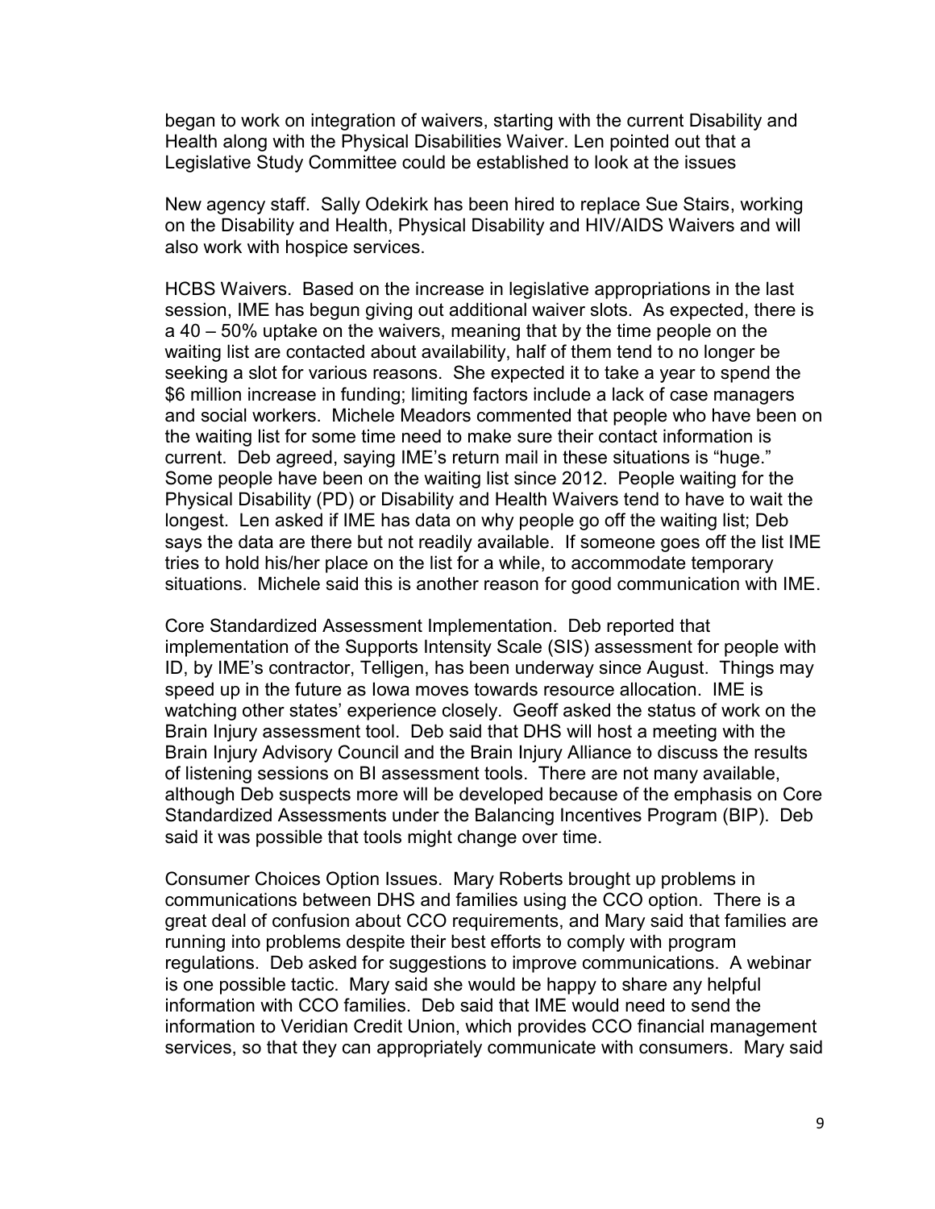began to work on integration of waivers, starting with the current Disability and Health along with the Physical Disabilities Waiver. Len pointed out that a Legislative Study Committee could be established to look at the issues

New agency staff. Sally Odekirk has been hired to replace Sue Stairs, working on the Disability and Health, Physical Disability and HIV/AIDS Waivers and will also work with hospice services.

HCBS Waivers. Based on the increase in legislative appropriations in the last session, IME has begun giving out additional waiver slots. As expected, there is a 40 – 50% uptake on the waivers, meaning that by the time people on the waiting list are contacted about availability, half of them tend to no longer be seeking a slot for various reasons. She expected it to take a year to spend the $6 million increase in funding; limiting factors include a lack of case managers and social workers. Michele Meadors commented that people who have been on the waiting list for some time need to make sure their contact information is current. Deb agreed, saying IME's return mail in these situations is "huge." Some people have been on the waiting list since 2012. People waiting for the Physical Disability (PD) or Disability and Health Waivers tend to have to wait the longest. Len asked if IME has data on why people go off the waiting list; Deb says the data are there but not readily available. If someone goes off the list IME tries to hold his/her place on the list for a while, to accommodate temporary situations. Michele said this is another reason for good communication with IME.

Core Standardized Assessment Implementation. Deb reported that implementation of the Supports Intensity Scale (SIS) assessment for people with ID, by IME's contractor, Telligen, has been underway since August. Things may speed up in the future as Iowa moves towards resource allocation. IME is watching other states' experience closely. Geoff asked the status of work on the Brain Injury assessment tool. Deb said that DHS will host a meeting with the Brain Injury Advisory Council and the Brain Injury Alliance to discuss the results of listening sessions on BI assessment tools. There are not many available, although Deb suspects more will be developed because of the emphasis on Core Standardized Assessments under the Balancing Incentives Program (BIP). Deb said it was possible that tools might change over time.

Consumer Choices Option Issues. Mary Roberts brought up problems in communications between DHS and families using the CCO option. There is a great deal of confusion about CCO requirements, and Mary said that families are running into problems despite their best efforts to comply with program regulations. Deb asked for suggestions to improve communications. A webinar is one possible tactic. Mary said she would be happy to share any helpful information with CCO families. Deb said that IME would need to send the information to Veridian Credit Union, which provides CCO financial management services, so that they can appropriately communicate with consumers. Mary said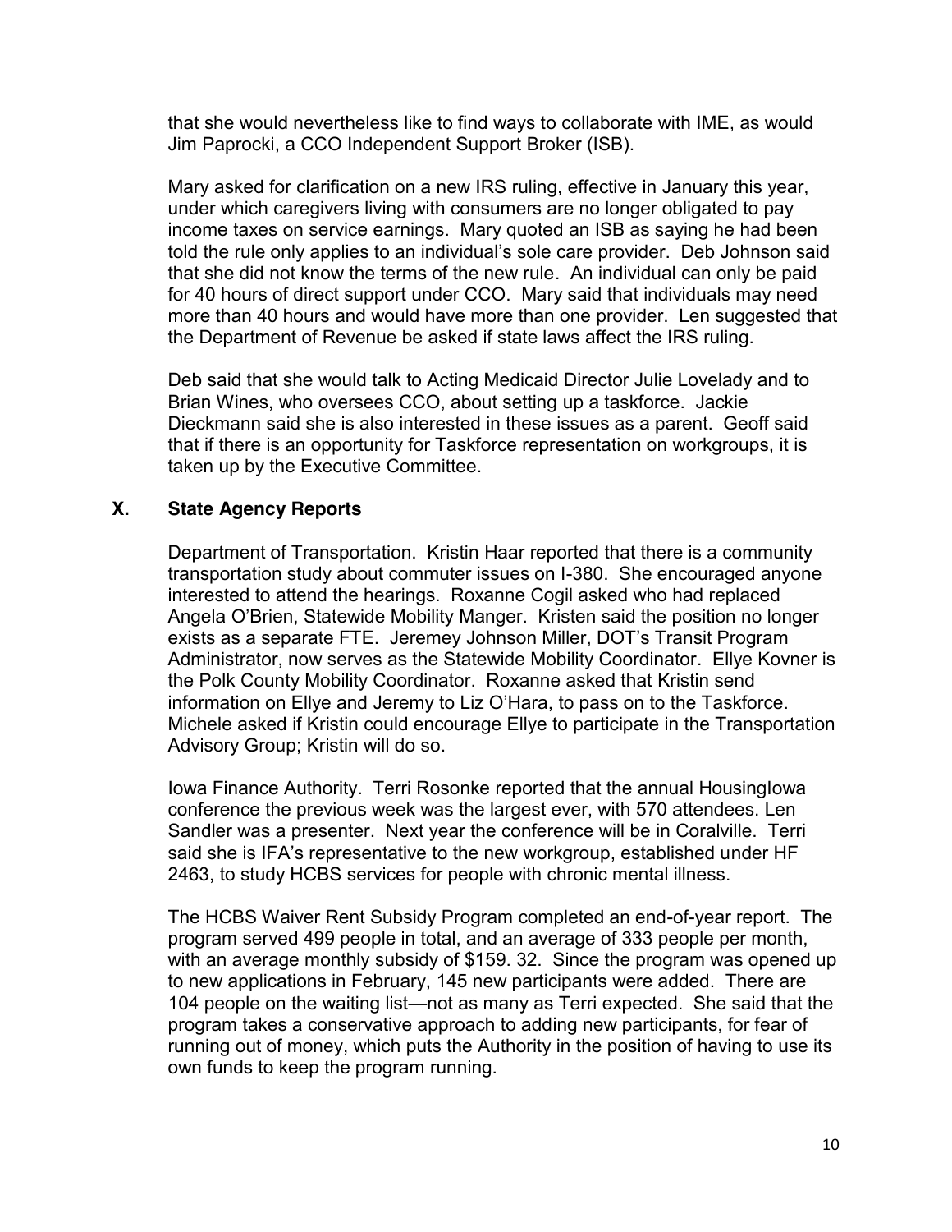that she would nevertheless like to find ways to collaborate with IME, as would Jim Paprocki, a CCO Independent Support Broker (ISB).

Mary asked for clarification on a new IRS ruling, effective in January this year, under which caregivers living with consumers are no longer obligated to pay income taxes on service earnings. Mary quoted an ISB as saying he had been told the rule only applies to an individual's sole care provider. Deb Johnson said that she did not know the terms of the new rule. An individual can only be paid for 40 hours of direct support under CCO. Mary said that individuals may need more than 40 hours and would have more than one provider. Len suggested that the Department of Revenue be asked if state laws affect the IRS ruling.

Deb said that she would talk to Acting Medicaid Director Julie Lovelady and to Brian Wines, who oversees CCO, about setting up a taskforce. Jackie Dieckmann said she is also interested in these issues as a parent. Geoff said that if there is an opportunity for Taskforce representation on workgroups, it is taken up by the Executive Committee.

## X. State Agency Reports

Department of Transportation. Kristin Haar reported that there is a community transportation study about commuter issues on I-380. She encouraged anyone interested to attend the hearings. Roxanne Cogil asked who had replaced Angela O'Brien, Statewide Mobility Manger. Kristen said the position no longer exists as a separate FTE. Jeremey Johnson Miller, DOT's Transit Program Administrator, now serves as the Statewide Mobility Coordinator. Ellye Kovner is the Polk County Mobility Coordinator. Roxanne asked that Kristin send information on Ellye and Jeremy to Liz O'Hara, to pass on to the Taskforce. Michele asked if Kristin could encourage Ellye to participate in the Transportation Advisory Group; Kristin will do so.

Iowa Finance Authority. Terri Rosonke reported that the annual HousingIowa conference the previous week was the largest ever, with 570 attendees. Len Sandler was a presenter. Next year the conference will be in Coralville. Terri said she is IFA's representative to the new workgroup, established under HF 2463, to study HCBS services for people with chronic mental illness.

The HCBS Waiver Rent Subsidy Program completed an end-of-year report. The program served 499 people in total, and an average of 333 people per month, with an average monthly subsidy of $159. 32. Since the program was opened up to new applications in February, 145 new participants were added. There are 104 people on the waiting list—not as many as Terri expected. She said that the program takes a conservative approach to adding new participants, for fear of running out of money, which puts the Authority in the position of having to use its own funds to keep the program running.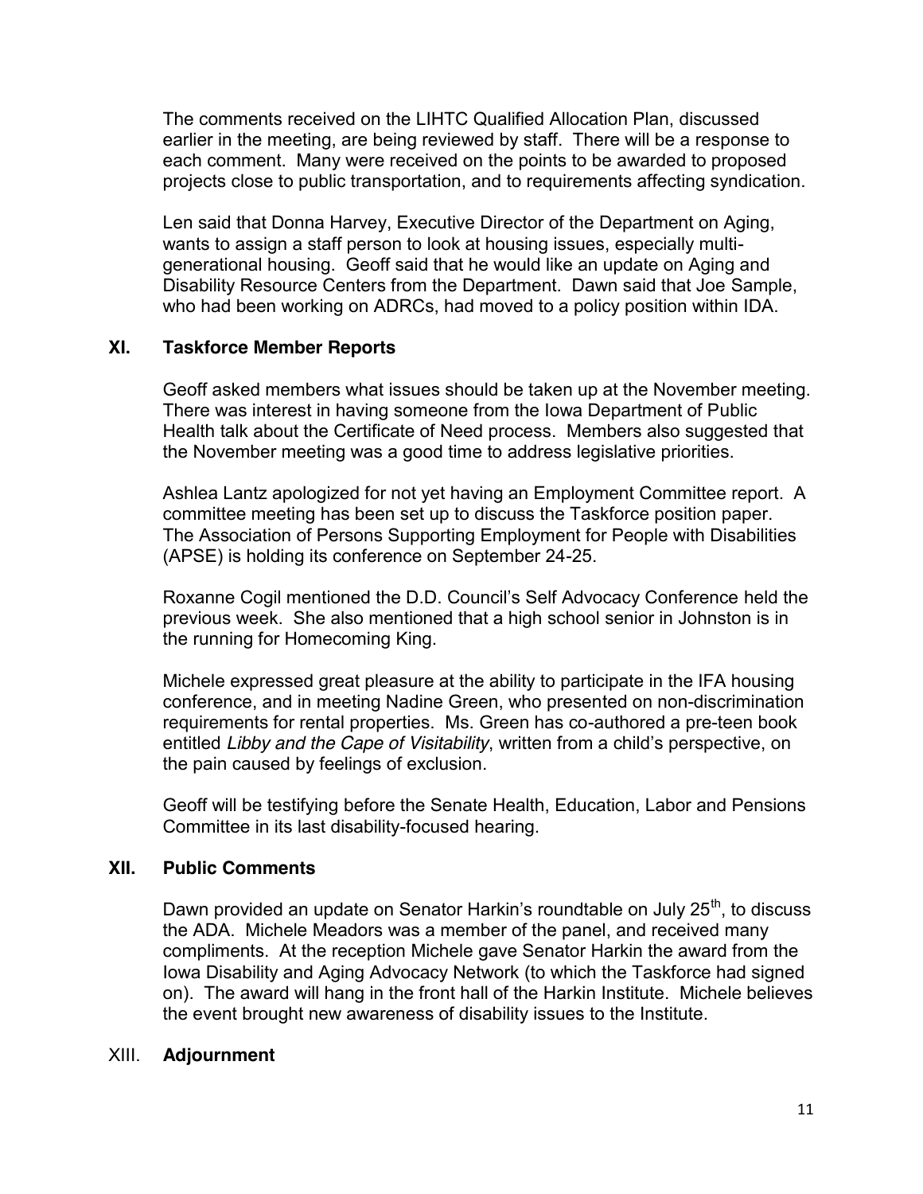The comments received on the LIHTC Qualified Allocation Plan, discussed earlier in the meeting, are being reviewed by staff. There will be a response to each comment. Many were received on the points to be awarded to proposed projects close to public transportation, and to requirements affecting syndication.

Len said that Donna Harvey, Executive Director of the Department on Aging, wants to assign a staff person to look at housing issues, especially multi-generational housing. Geoff said that he would like an update on Aging and Disability Resource Centers from the Department. Dawn said that Joe Sample, who had been working on ADRCs, had moved to a policy position within IDA.

## XI. Taskforce Member Reports

Geoff asked members what issues should be taken up at the November meeting. There was interest in having someone from the Iowa Department of Public Health talk about the Certificate of Need process. Members also suggested that the November meeting was a good time to address legislative priorities.

Ashlea Lantz apologized for not yet having an Employment Committee report. A committee meeting has been set up to discuss the Taskforce position paper. The Association of Persons Supporting Employment for People with Disabilities (APSE) is holding its conference on September 24-25.

Roxanne Cogil mentioned the D.D. Council's Self Advocacy Conference held the previous week. She also mentioned that a high school senior in Johnston is in the running for Homecoming King.

Michele expressed great pleasure at the ability to participate in the IFA housing conference, and in meeting Nadine Green, who presented on non-discrimination requirements for rental properties. Ms. Green has co-authored a pre-teen book entitled *Libby and the Cape of Visitability*, written from a child's perspective, on the pain caused by feelings of exclusion.

Geoff will be testifying before the Senate Health, Education, Labor and Pensions Committee in its last disability-focused hearing.

## XII. Public Comments

Dawn provided an update on Senator Harkin's roundtable on July 25th, to discuss the ADA. Michele Meadors was a member of the panel, and received many compliments. At the reception Michele gave Senator Harkin the award from the Iowa Disability and Aging Advocacy Network (to which the Taskforce had signed on). The award will hang in the front hall of the Harkin Institute. Michele believes the event brought new awareness of disability issues to the Institute.

## XIII. Adjournment